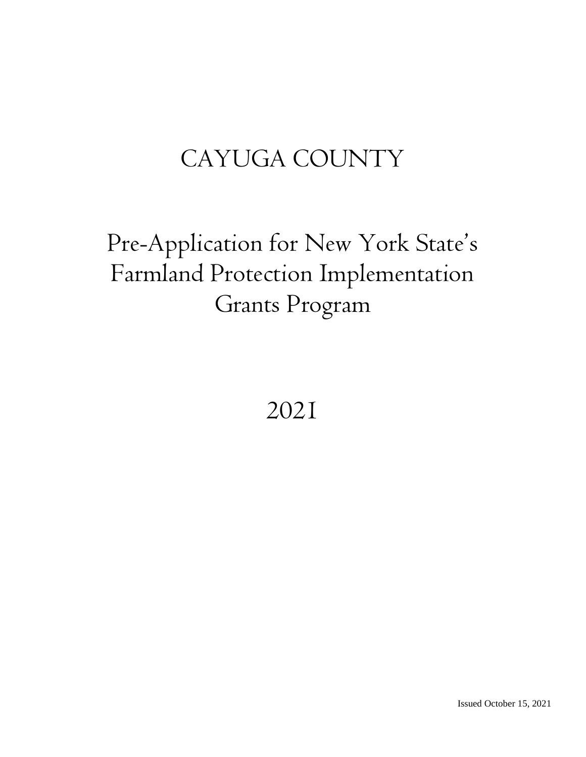# CAYUGA COUNTY

# Pre-Application for New York State's Farmland Protection Implementation Grants Program

# 2021

Issued October 15, 2021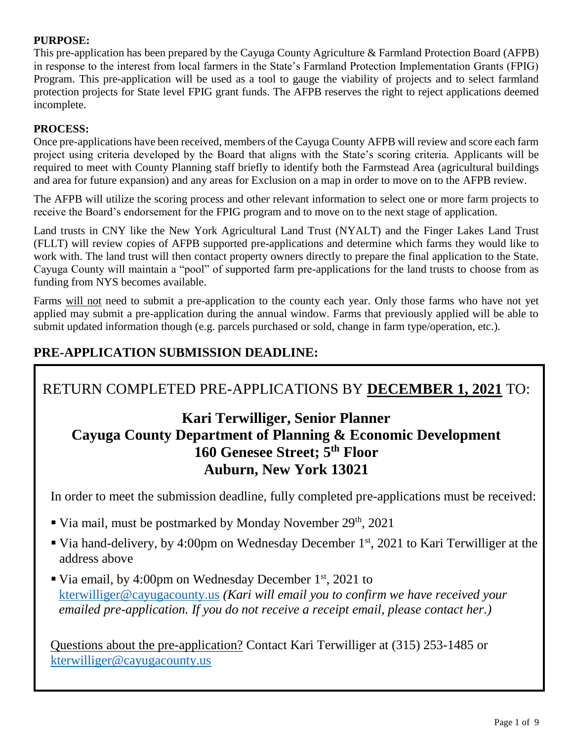**PURPOSE:**

This pre-application has been prepared by the Cayuga County Agriculture & Farmland Protection Board (AFPB) in response to the interest from local farmers in the State's Farmland Protection Implementation Grants (FPIG) Program. This pre-application will be used as a tool to gauge the viability of projects and to select farmland protection projects for State level FPIG grant funds. The AFPB reserves the right to reject applications deemed incomplete.

**PROCESS:**

Once pre-applications have been received, members of the Cayuga County AFPB will review and score each farm project using criteria developed by the Board that aligns with the State's scoring criteria. Applicants will be required to meet with County Planning staff briefly to identify both the Farmstead Area (agricultural buildings and area for future expansion) and any areas for Exclusion on a map in order to move on to the AFPB review.

The AFPB will utilize the scoring process and other relevant information to select one or more farm projects to receive the Board's endorsement for the FPIG program and to move on to the next stage of application.

Land trusts in CNY like the New York Agricultural Land Trust (NYALT) and the Finger Lakes Land Trust (FLLT) will review copies of AFPB supported pre-applications and determine which farms they would like to work with. The land trust will then contact property owners directly to prepare the final application to the State. Cayuga County will maintain a "pool" of supported farm pre-applications for the land trusts to choose from as funding from NYS becomes available.

Farms will not need to submit a pre-application to the county each year. Only those farms who have not yet applied may submit a pre-application during the annual window. Farms that previously applied will be able to submit updated information though (e.g. parcels purchased or sold, change in farm type/operation, etc.).

## PRE-APPLICATION SUBMISSION DEADLINE:

RETURN COMPLETED PRE-APPLICATIONS BY **DECEMBER 1, 2021** TO:

**Kari Terwilliger, Senior Planner**
**Cayuga County Department of Planning & Economic Development**
**160 Genesee Street; 5th Floor**
**Auburn, New York 13021**

In order to meet the submission deadline, fully completed pre-applications must be received:

- Via mail, must be postmarked by Monday November 29th, 2021
- Via hand-delivery, by 4:00pm on Wednesday December 1st, 2021 to Kari Terwilliger at the address above
- Via email, by 4:00pm on Wednesday December 1st, 2021 to kterwilliger@cayugacounty.us *(Kari will email you to confirm we have received your emailed pre-application. If you do not receive a receipt email, please contact her.)*

Questions about the pre-application? Contact Kari Terwilliger at (315) 253-1485 or kterwilliger@cayugacounty.us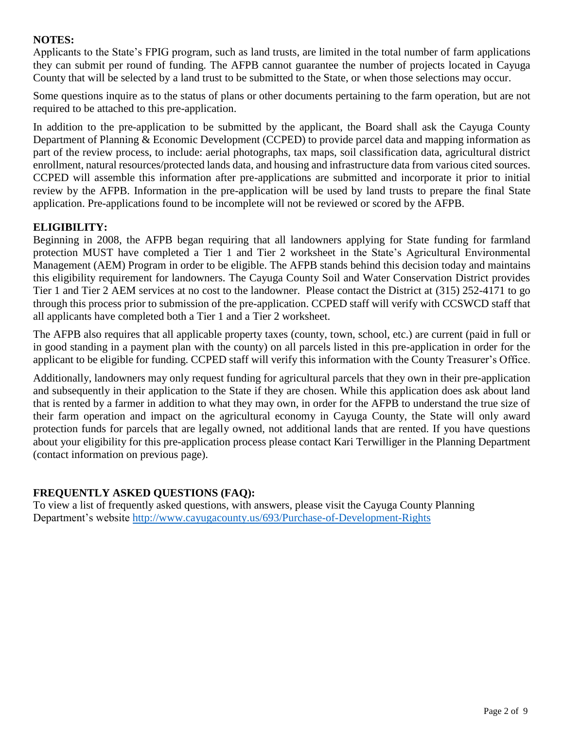**NOTES:**

Applicants to the State's FPIG program, such as land trusts, are limited in the total number of farm applications they can submit per round of funding. The AFPB cannot guarantee the number of projects located in Cayuga County that will be selected by a land trust to be submitted to the State, or when those selections may occur.

Some questions inquire as to the status of plans or other documents pertaining to the farm operation, but are not required to be attached to this pre-application.

In addition to the pre-application to be submitted by the applicant, the Board shall ask the Cayuga County Department of Planning & Economic Development (CCPED) to provide parcel data and mapping information as part of the review process, to include: aerial photographs, tax maps, soil classification data, agricultural district enrollment, natural resources/protected lands data, and housing and infrastructure data from various cited sources. CCPED will assemble this information after pre-applications are submitted and incorporate it prior to initial review by the AFPB. Information in the pre-application will be used by land trusts to prepare the final State application. Pre-applications found to be incomplete will not be reviewed or scored by the AFPB.

**ELIGIBILITY:**

Beginning in 2008, the AFPB began requiring that all landowners applying for State funding for farmland protection MUST have completed a Tier 1 and Tier 2 worksheet in the State's Agricultural Environmental Management (AEM) Program in order to be eligible. The AFPB stands behind this decision today and maintains this eligibility requirement for landowners. The Cayuga County Soil and Water Conservation District provides Tier 1 and Tier 2 AEM services at no cost to the landowner. Please contact the District at (315) 252-4171 to go through this process prior to submission of the pre-application. CCPED staff will verify with CCSWCD staff that all applicants have completed both a Tier 1 and a Tier 2 worksheet.

The AFPB also requires that all applicable property taxes (county, town, school, etc.) are current (paid in full or in good standing in a payment plan with the county) on all parcels listed in this pre-application in order for the applicant to be eligible for funding. CCPED staff will verify this information with the County Treasurer's Office.

Additionally, landowners may only request funding for agricultural parcels that they own in their pre-application and subsequently in their application to the State if they are chosen. While this application does ask about land that is rented by a farmer in addition to what they may own, in order for the AFPB to understand the true size of their farm operation and impact on the agricultural economy in Cayuga County, the State will only award protection funds for parcels that are legally owned, not additional lands that are rented. If you have questions about your eligibility for this pre-application process please contact Kari Terwilliger in the Planning Department (contact information on previous page).

**FREQUENTLY ASKED QUESTIONS (FAQ):**

To view a list of frequently asked questions, with answers, please visit the Cayuga County Planning Department's website http://www.cayugacounty.us/693/Purchase-of-Development-Rights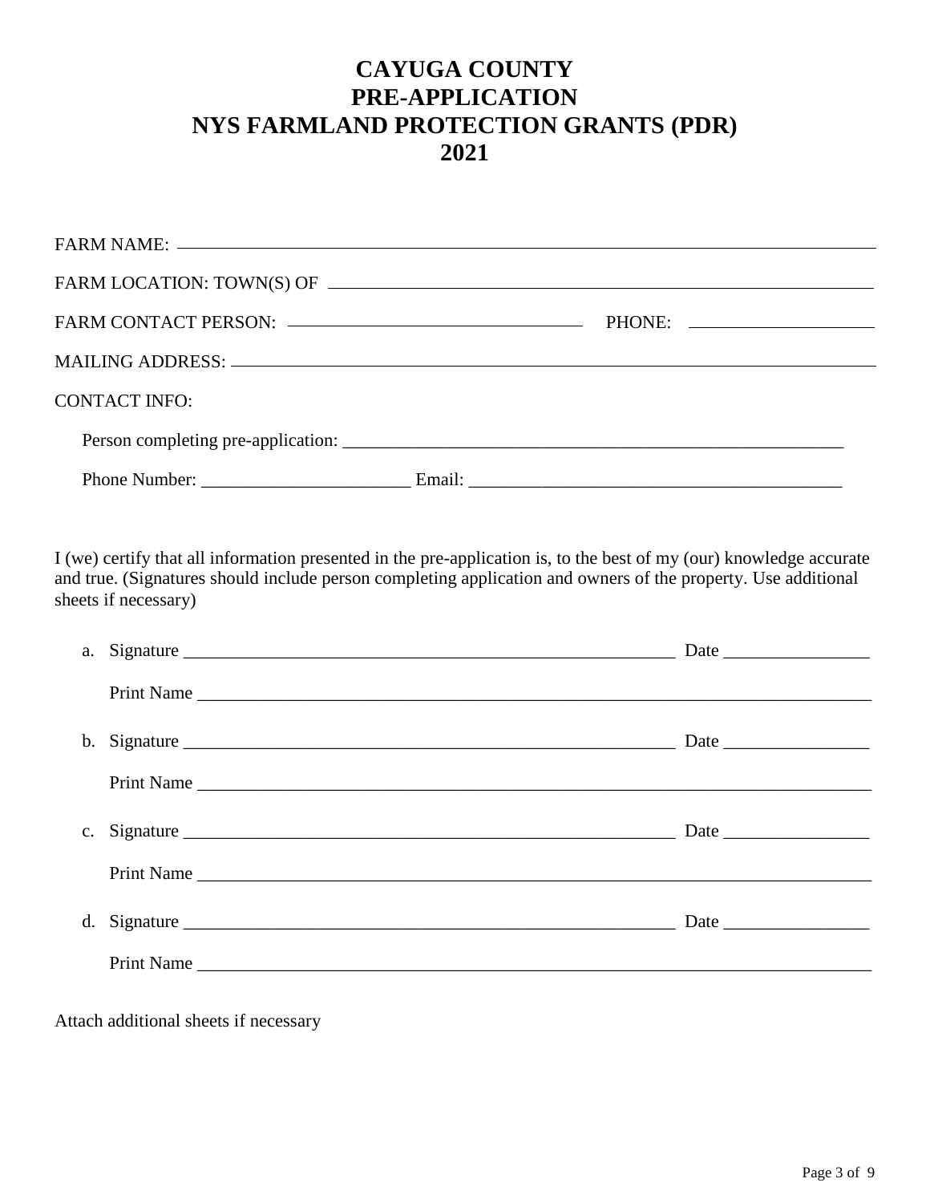# CAYUGA COUNTY
# PRE-APPLICATION
# NYS FARMLAND PROTECTION GRANTS (PDR)
# 2021

FARM NAME: ___________________________________________________________________________

FARM LOCATION: TOWN(S) OF ____________________________________________________________

FARM CONTACT PERSON: ________________________________ PHONE: ____________________

MAILING ADDRESS: ______________________________________________________________________

CONTACT INFO:

Person completing pre-application: _________________________________________________________

Phone Number: _______________________ Email: __________________________________________

I (we) certify that all information presented in the pre-application is, to the best of my (our) knowledge accurate and true. (Signatures should include person completing application and owners of the property. Use additional sheets if necessary)

a. Signature _________________________________________________________ Date ________________

   Print Name ____________________________________________________________________________

b. Signature _________________________________________________________ Date ________________

   Print Name ____________________________________________________________________________

c. Signature _________________________________________________________ Date ________________

   Print Name ____________________________________________________________________________

d. Signature _________________________________________________________ Date ________________

   Print Name ____________________________________________________________________________

Attach additional sheets if necessary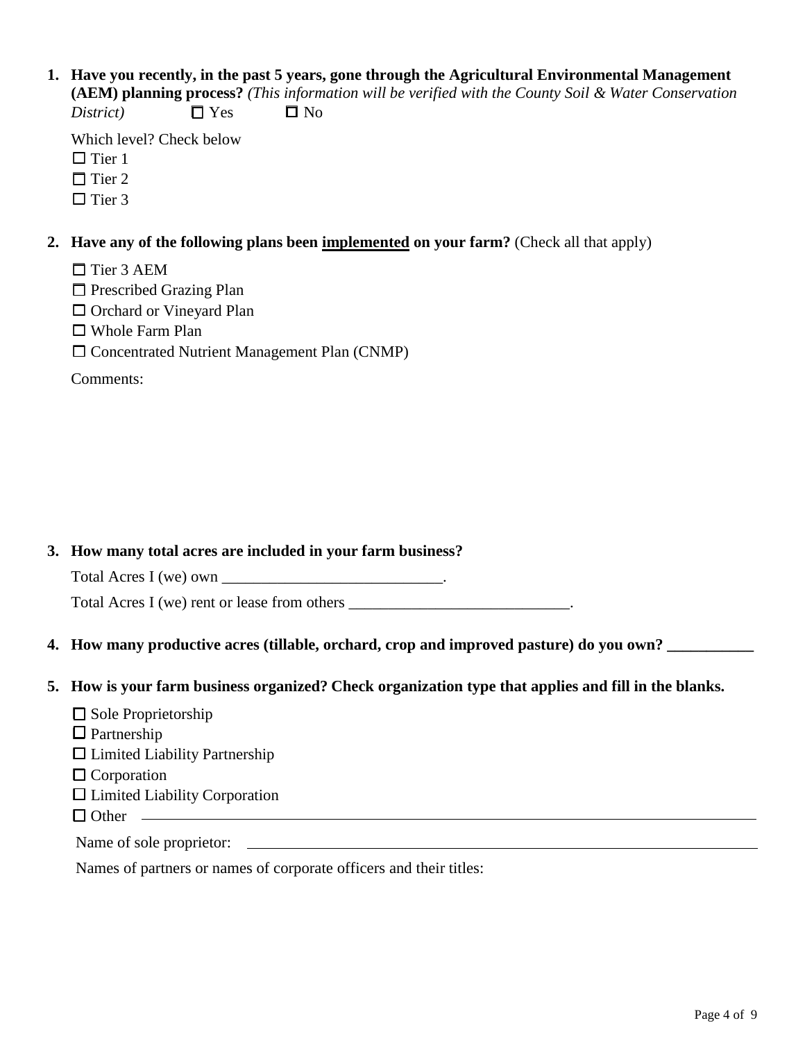1. **Have you recently, in the past 5 years, gone through the Agricultural Environmental Management (AEM) planning process?** *(This information will be verified with the County Soil & Water Conservation District)* ☐ Yes ☐ No

   Which level? Check below

   ☐ Tier 1
   ☐ Tier 2
   ☐ Tier 3

2. **Have any of the following plans been <u>implemented</u> on your farm?** (Check all that apply)

   ☐ Tier 3 AEM
   ☐ Prescribed Grazing Plan
   ☐ Orchard or Vineyard Plan
   ☐ Whole Farm Plan
   ☐ Concentrated Nutrient Management Plan (CNMP)

   Comments:

3. **How many total acres are included in your farm business?**

   Total Acres I (we) own ____________________________.

   Total Acres I (we) rent or lease from others ____________________________.

4. **How many productive acres (tillable, orchard, crop and improved pasture) do you own? ___________**

5. **How is your farm business organized? Check organization type that applies and fill in the blanks.**

   ☐ Sole Proprietorship
   ☐ Partnership
   ☐ Limited Liability Partnership
   ☐ Corporation
   ☐ Limited Liability Corporation
   ☐ Other ____________________________

   Name of sole proprietor: ____________________________

   Names of partners or names of corporate officers and their titles: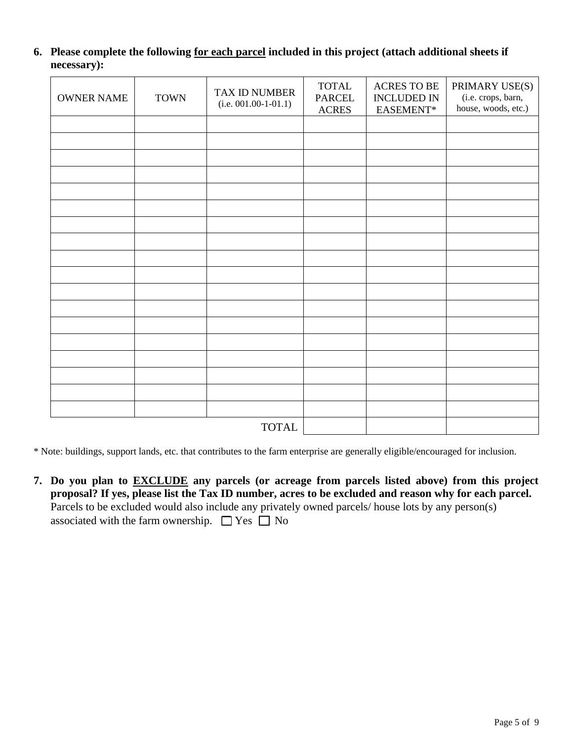6. **Please complete the following <u>for each parcel</u> included in this project (attach additional sheets if necessary):**

| OWNER NAME | TOWN | TAX ID NUMBER (i.e. 001.00-1-01.1) | TOTAL PARCEL ACRES | ACRES TO BE INCLUDED IN EASEMENT* | PRIMARY USE(S) (i.e. crops, barn, house, woods, etc.) |
|---|---|---|---|---|---|
| | | | | | |
| | | | | | |
| | | | | | |
| | | | | | |
| | | | | | |
| | | | | | |
| | | | | | |
| | | | | | |
| | | | | | |
| | | | | | |
| | | | | | |
| | | | | | |
| | | | | | |
| | | | | | |
| | | | | | |
| | | | | | |
| | | | | | |
| | | | | | |
| | | TOTAL | | | |

* Note: buildings, support lands, etc. that contributes to the farm enterprise are generally eligible/encouraged for inclusion.

7. **Do you plan to <u>EXCLUDE</u> any parcels (or acreage from parcels listed above) from this project proposal? If yes, please list the Tax ID number, acres to be excluded and reason why for each parcel.** Parcels to be excluded would also include any privately owned parcels/ house lots by any person(s) associated with the farm ownership. ☐ Yes ☐ No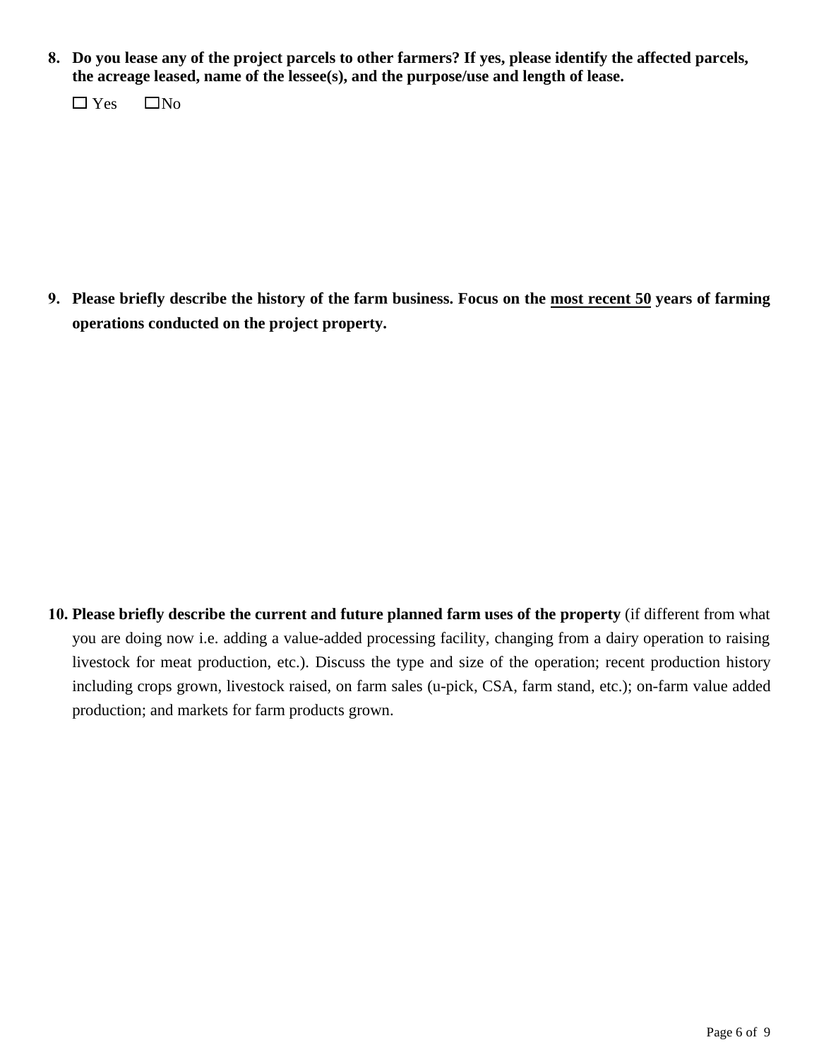8. **Do you lease any of the project parcels to other farmers? If yes, please identify the affected parcels, the acreage leased, name of the lessee(s), and the purpose/use and length of lease.**

   ☐ Yes ☐ No

9. **Please briefly describe the history of the farm business. Focus on the <u>most recent 50</u> years of farming operations conducted on the project property.**

10. **Please briefly describe the current and future planned farm uses of the property** (if different from what you are doing now i.e. adding a value-added processing facility, changing from a dairy operation to raising livestock for meat production, etc.). Discuss the type and size of the operation; recent production history including crops grown, livestock raised, on farm sales (u-pick, CSA, farm stand, etc.); on-farm value added production; and markets for farm products grown.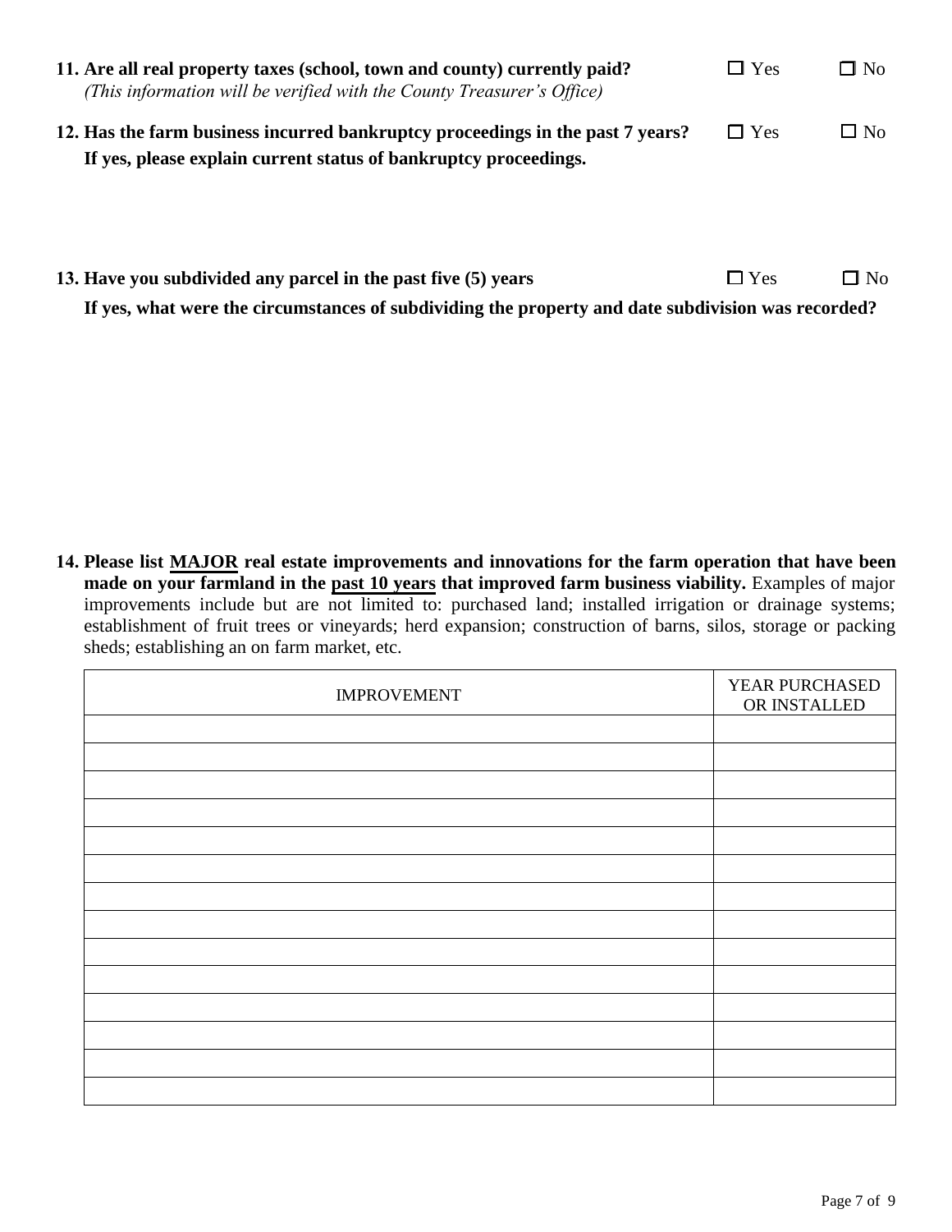**11. Are all real property taxes (school, town and county) currently paid?** ☐ Yes ☐ No
*(This information will be verified with the County Treasurer's Office)*

**12. Has the farm business incurred bankruptcy proceedings in the past 7 years?** ☐ Yes ☐ No
**If yes, please explain current status of bankruptcy proceedings.**

**13. Have you subdivided any parcel in the past five (5) years** ☐ Yes ☐ No
**If yes, what were the circumstances of subdividing the property and date subdivision was recorded?**

**14. Please list MAJOR real estate improvements and innovations for the farm operation that have been made on your farmland in the past 10 years that improved farm business viability.** Examples of major improvements include but are not limited to: purchased land; installed irrigation or drainage systems; establishment of fruit trees or vineyards; herd expansion; construction of barns, silos, storage or packing sheds; establishing an on farm market, etc.

| IMPROVEMENT | YEAR PURCHASED OR INSTALLED |
|---|---|
| | |
| | |
| | |
| | |
| | |
| | |
| | |
| | |
| | |
| | |
| | |
| | |
| | |
| | |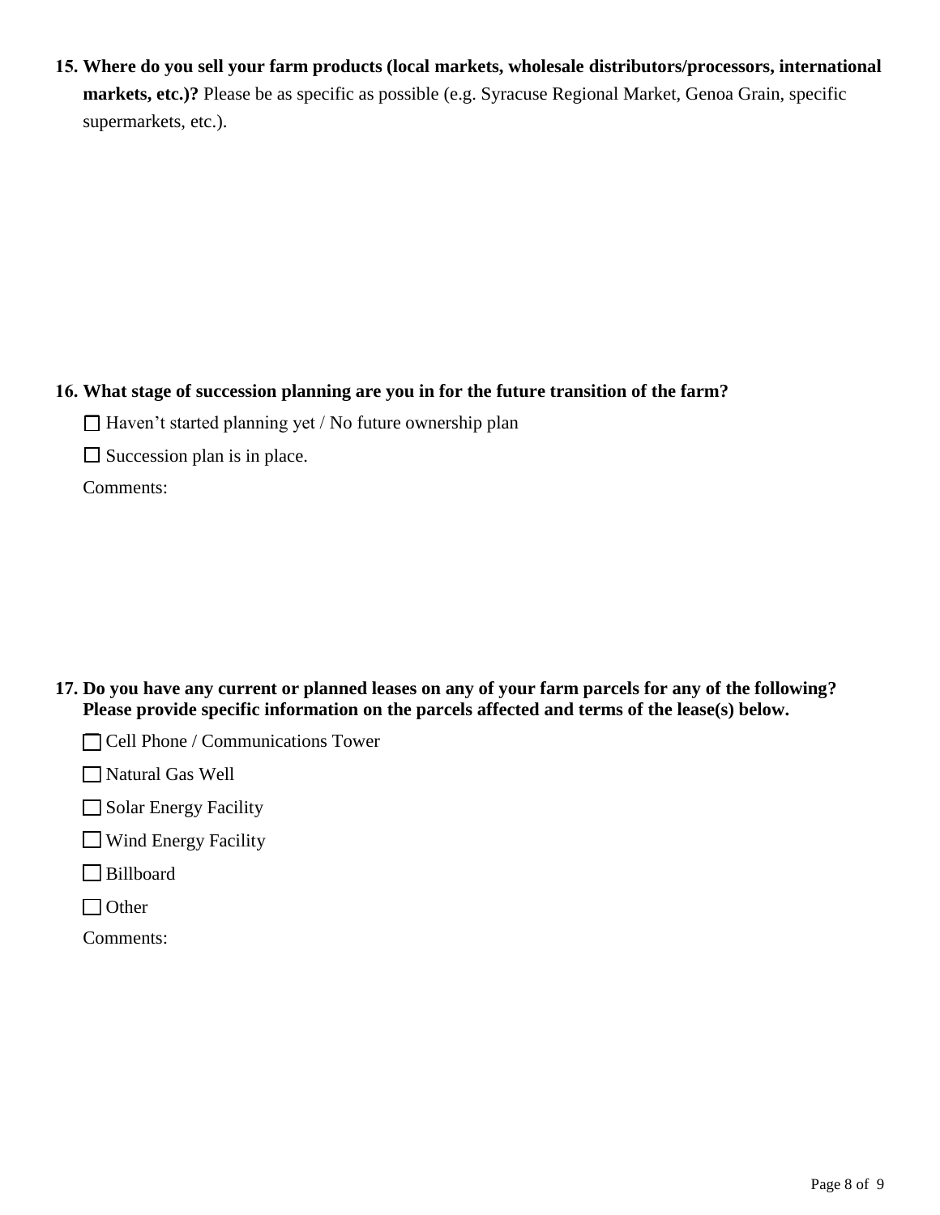**15. Where do you sell your farm products (local markets, wholesale distributors/processors, international markets, etc.)?** Please be as specific as possible (e.g. Syracuse Regional Market, Genoa Grain, specific supermarkets, etc.).

**16. What stage of succession planning are you in for the future transition of the farm?**

☐ Haven't started planning yet / No future ownership plan

☐ Succession plan is in place.

Comments:

**17. Do you have any current or planned leases on any of your farm parcels for any of the following? Please provide specific information on the parcels affected and terms of the lease(s) below.**

☐ Cell Phone / Communications Tower

☐ Natural Gas Well

☐ Solar Energy Facility

☐ Wind Energy Facility

☐ Billboard

☐ Other

Comments: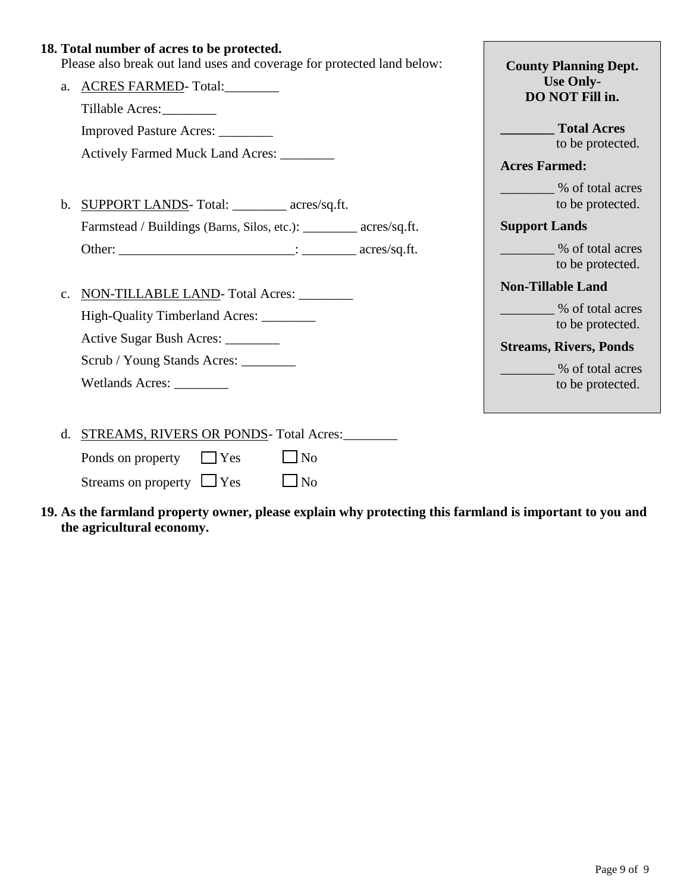**18. Total number of acres to be protected.**
Please also break out land uses and coverage for protected land below:

a. ACRES FARMED- Total:________

Tillable Acres:________

Improved Pasture Acres: ________

Actively Farmed Muck Land Acres: ________

b. SUPPORT LANDS- Total: ________ acres/sq.ft.

Farmstead / Buildings (Barns, Silos, etc.): ________ acres/sq.ft.

Other: __________________________: ________ acres/sq.ft.

c. NON-TILLABLE LAND- Total Acres: ________

High-Quality Timberland Acres: ________

Active Sugar Bush Acres: ________

Scrub / Young Stands Acres: ________

Wetlands Acres: ________

d. STREAMS, RIVERS OR PONDS- Total Acres:________

Ponds on property ☐ Yes ☐ No

Streams on property ☐ Yes ☐ No

**County Planning Dept. Use Only- DO NOT Fill in.**

**________ Total Acres** to be protected.

**Acres Farmed:**

________ % of total acres to be protected.

**Support Lands**

________ % of total acres to be protected.

**Non-Tillable Land**

________ % of total acres to be protected.

**Streams, Rivers, Ponds**

________ % of total acres to be protected.

**19. As the farmland property owner, please explain why protecting this farmland is important to you and the agricultural economy.**